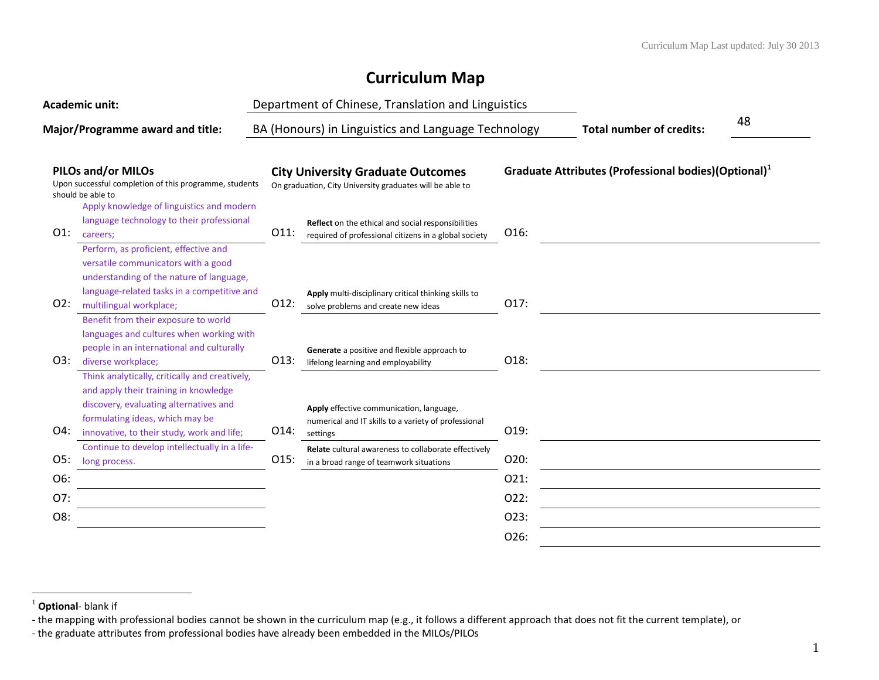# Curriculum Map

**Academic unit:** Department of Chinese, Translation and Linguistics

**Major/Programme award and title:** BA (Honours) in Linguistics and Language Technology

**Total number of credits:** 48

| PILOs and/or MILOs<br>Upon successful completion of this programme, students should be able to | | City University Graduate Outcomes<br>On graduation, City University graduates will be able to | | Graduate Attributes (Professional bodies)(Optional)[1] | |
|---|---|---|---|---|---|
| O1: | Apply knowledge of linguistics and modern language technology to their professional careers; | O11: | **Reflect** on the ethical and social responsibilities required of professional citizens in a global society | O16: | |
| O2: | Perform, as proficient, effective and versatile communicators with a good understanding of the nature of language, language-related tasks in a competitive and multilingual workplace; | O12: | **Apply** multi-disciplinary critical thinking skills to solve problems and create new ideas | O17: | |
| O3: | Benefit from their exposure to world languages and cultures when working with people in an international and culturally diverse workplace; | O13: | **Generate** a positive and flexible approach to lifelong learning and employability | O18: | |
| O4: | Think analytically, critically and creatively, and apply their training in knowledge discovery, evaluating alternatives and formulating ideas, which may be innovative, to their study, work and life; | O14: | **Apply** effective communication, language, numerical and IT skills to a variety of professional settings | O19: | |
| O5: | Continue to develop intellectually in a life-long process. | O15: | **Relate** cultural awareness to collaborate effectively in a broad range of teamwork situations | O20: | |
| O6: | | | | O21: | |
| O7: | | | | O22: | |
| O8: | | | | O23: | |
| | | | | O26: | |

[1] **Optional**- blank if
- the mapping with professional bodies cannot be shown in the curriculum map (e.g., it follows a different approach that does not fit the current template), or
- the graduate attributes from professional bodies have already been embedded in the MILOs/PILOs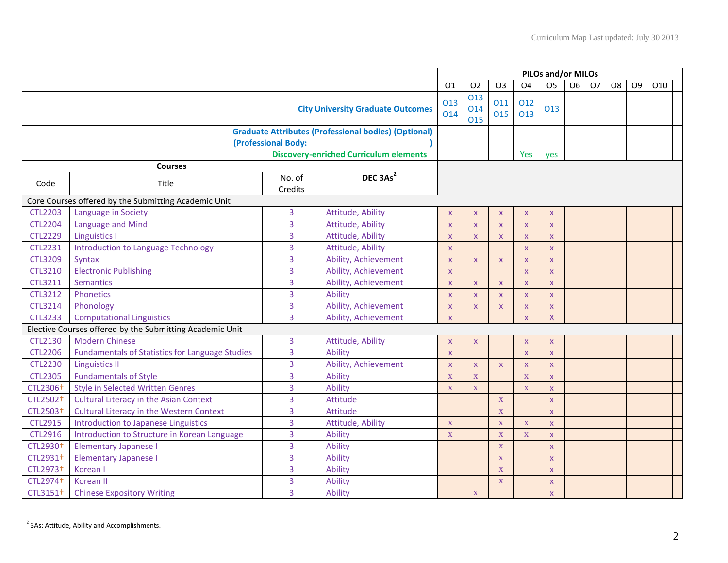Curriculum Map Last updated: July 30 2013

| | | | | O1 | O2 | O3 | O4 | O5 | O6 | O7 | O8 | O9 | O10 |
|---|---|---|---|---|---|---|---|---|---|---|---|---|---|
| | | | **PILOs and/or MILOs** | | | | | | | | | | |
| | | | **City University Graduate Outcomes** | O13 O14 | O13 O14 O15 | O11 O15 | O12 O13 | O13 | | | | | |
| | | | **Graduate Attributes (Professional bodies) (Optional) (Professional Body: )** | | | | | | | | | | |
| | | | **Discovery-enriched Curriculum elements** | | | | Yes | yes | | | | | |
| **Courses** | | | | | | | | | | | | | |
| Code | Title | No. of Credits | **DEC 3As**[2] | | | | | | | | | | |
| Core Courses offered by the Submitting Academic Unit | | | | | | | | | | | | | |
| CTL2203 | Language in Society | 3 | Attitude, Ability | x | x | x | x | x | | | | | |
| CTL2204 | Language and Mind | 3 | Attitude, Ability | x | x | x | x | x | | | | | |
| CTL2229 | Linguistics I | 3 | Attitude, Ability | x | x | x | x | x | | | | | |
| CTL2231 | Introduction to Language Technology | 3 | Attitude, Ability | x | | | x | x | | | | | |
| CTL3209 | Syntax | 3 | Ability, Achievement | x | x | x | x | x | | | | | |
| CTL3210 | Electronic Publishing | 3 | Ability, Achievement | x | | | x | x | | | | | |
| CTL3211 | Semantics | 3 | Ability, Achievement | x | x | x | x | x | | | | | |
| CTL3212 | Phonetics | 3 | Ability | x | x | x | x | x | | | | | |
| CTL3214 | Phonology | 3 | Ability, Achievement | x | x | x | x | x | | | | | |
| CTL3233 | Computational Linguistics | 3 | Ability, Achievement | x | | | x | X | | | | | |
| Elective Courses offered by the Submitting Academic Unit | | | | | | | | | | | | | |
| CTL2130 | Modern Chinese | 3 | Attitude, Ability | x | x | | x | x | | | | | |
| CTL2206 | Fundamentals of Statistics for Language Studies | 3 | Ability | x | | | x | x | | | | | |
| CTL2230 | Linguistics II | 3 | Ability, Achievement | x | x | x | x | x | | | | | |
| CTL2305 | Fundamentals of Style | 3 | Ability | x | x | | x | x | | | | | |
| CTL2306† | Style in Selected Written Genres | 3 | Ability | x | x | | x | x | | | | | |
| CTL2502† | Cultural Literacy in the Asian Context | 3 | Attitude | | | x | | x | | | | | |
| CTL2503† | Cultural Literacy in the Western Context | 3 | Attitude | | | x | | x | | | | | |
| CTL2915 | Introduction to Japanese Linguistics | 3 | Attitude, Ability | x | | x | x | x | | | | | |
| CTL2916 | Introduction to Structure in Korean Language | 3 | Ability | x | | x | x | x | | | | | |
| CTL2930† | Elementary Japanese I | 3 | Ability | | | x | | x | | | | | |
| CTL2931† | Elementary Japanese I | 3 | Ability | | | x | | x | | | | | |
| CTL2973† | Korean I | 3 | Ability | | | x | | x | | | | | |
| CTL2974† | Korean II | 3 | Ability | | | x | | x | | | | | |
| CTL3151† | Chinese Expository Writing | 3 | Ability | | x | | | x | | | | | |

[2] 3As: Attitude, Ability and Accomplishments.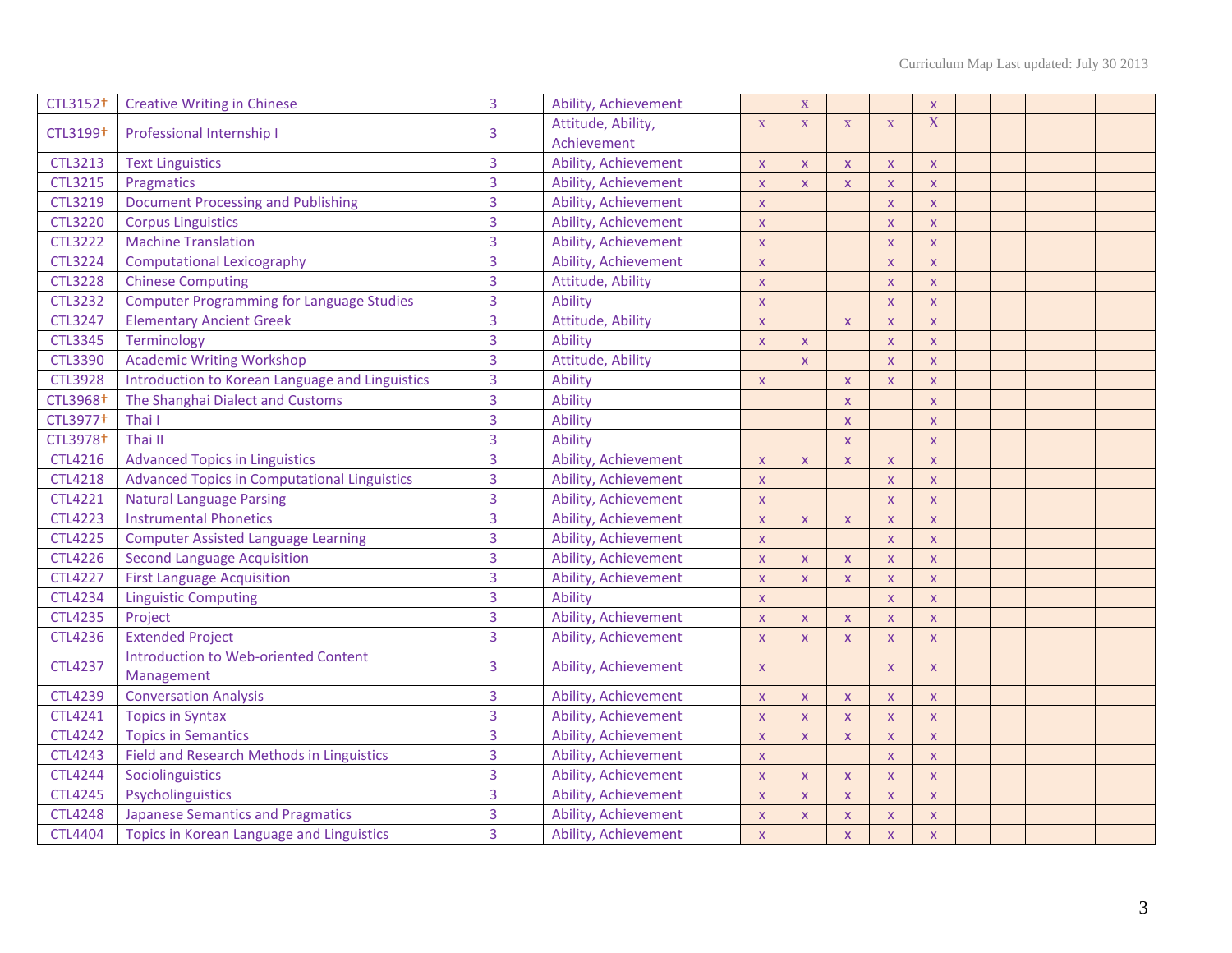| | | | | | | | | | | | | | | |
|---|---|---|---|---|---|---|---|---|---|---|---|---|---|---|
| CTL3152† | Creative Writing in Chinese | 3 | Ability, Achievement | | x | | | x | | | | | | |
| CTL3199† | Professional Internship I | 3 | Attitude, Ability, Achievement | x | x | x | x | X | | | | | | |
| CTL3213 | Text Linguistics | 3 | Ability, Achievement | x | x | x | x | x | | | | | | |
| CTL3215 | Pragmatics | 3 | Ability, Achievement | x | x | x | x | x | | | | | | |
| CTL3219 | Document Processing and Publishing | 3 | Ability, Achievement | x | | | x | x | | | | | | |
| CTL3220 | Corpus Linguistics | 3 | Ability, Achievement | x | | | x | x | | | | | | |
| CTL3222 | Machine Translation | 3 | Ability, Achievement | x | | | x | x | | | | | | |
| CTL3224 | Computational Lexicography | 3 | Ability, Achievement | x | | | x | x | | | | | | |
| CTL3228 | Chinese Computing | 3 | Attitude, Ability | x | | | x | x | | | | | | |
| CTL3232 | Computer Programming for Language Studies | 3 | Ability | x | | | x | x | | | | | | |
| CTL3247 | Elementary Ancient Greek | 3 | Attitude, Ability | x | | x | x | x | | | | | | |
| CTL3345 | Terminology | 3 | Ability | x | x | | x | x | | | | | | |
| CTL3390 | Academic Writing Workshop | 3 | Attitude, Ability | | x | | x | x | | | | | | |
| CTL3928 | Introduction to Korean Language and Linguistics | 3 | Ability | x | | x | x | x | | | | | | |
| CTL3968† | The Shanghai Dialect and Customs | 3 | Ability | | | x | | x | | | | | | |
| CTL3977† | Thai I | 3 | Ability | | | x | | x | | | | | | |
| CTL3978† | Thai II | 3 | Ability | | | x | | x | | | | | | |
| CTL4216 | Advanced Topics in Linguistics | 3 | Ability, Achievement | x | x | x | x | x | | | | | | |
| CTL4218 | Advanced Topics in Computational Linguistics | 3 | Ability, Achievement | x | | | x | x | | | | | | |
| CTL4221 | Natural Language Parsing | 3 | Ability, Achievement | x | | | x | x | | | | | | |
| CTL4223 | Instrumental Phonetics | 3 | Ability, Achievement | x | x | x | x | x | | | | | | |
| CTL4225 | Computer Assisted Language Learning | 3 | Ability, Achievement | x | | | x | x | | | | | | |
| CTL4226 | Second Language Acquisition | 3 | Ability, Achievement | x | x | x | x | x | | | | | | |
| CTL4227 | First Language Acquisition | 3 | Ability, Achievement | x | x | x | x | x | | | | | | |
| CTL4234 | Linguistic Computing | 3 | Ability | x | | | x | x | | | | | | |
| CTL4235 | Project | 3 | Ability, Achievement | x | x | x | x | x | | | | | | |
| CTL4236 | Extended Project | 3 | Ability, Achievement | x | x | x | x | x | | | | | | |
| CTL4237 | Introduction to Web-oriented Content Management | 3 | Ability, Achievement | x | | | x | x | | | | | | |
| CTL4239 | Conversation Analysis | 3 | Ability, Achievement | x | x | x | x | x | | | | | | |
| CTL4241 | Topics in Syntax | 3 | Ability, Achievement | x | x | x | x | x | | | | | | |
| CTL4242 | Topics in Semantics | 3 | Ability, Achievement | x | x | x | x | x | | | | | | |
| CTL4243 | Field and Research Methods in Linguistics | 3 | Ability, Achievement | x | | | x | x | | | | | | |
| CTL4244 | Sociolinguistics | 3 | Ability, Achievement | x | x | x | x | x | | | | | | |
| CTL4245 | Psycholinguistics | 3 | Ability, Achievement | x | x | x | x | x | | | | | | |
| CTL4248 | Japanese Semantics and Pragmatics | 3 | Ability, Achievement | x | x | x | x | x | | | | | | |
| CTL4404 | Topics in Korean Language and Linguistics | 3 | Ability, Achievement | x | | x | x | x | | | | | | |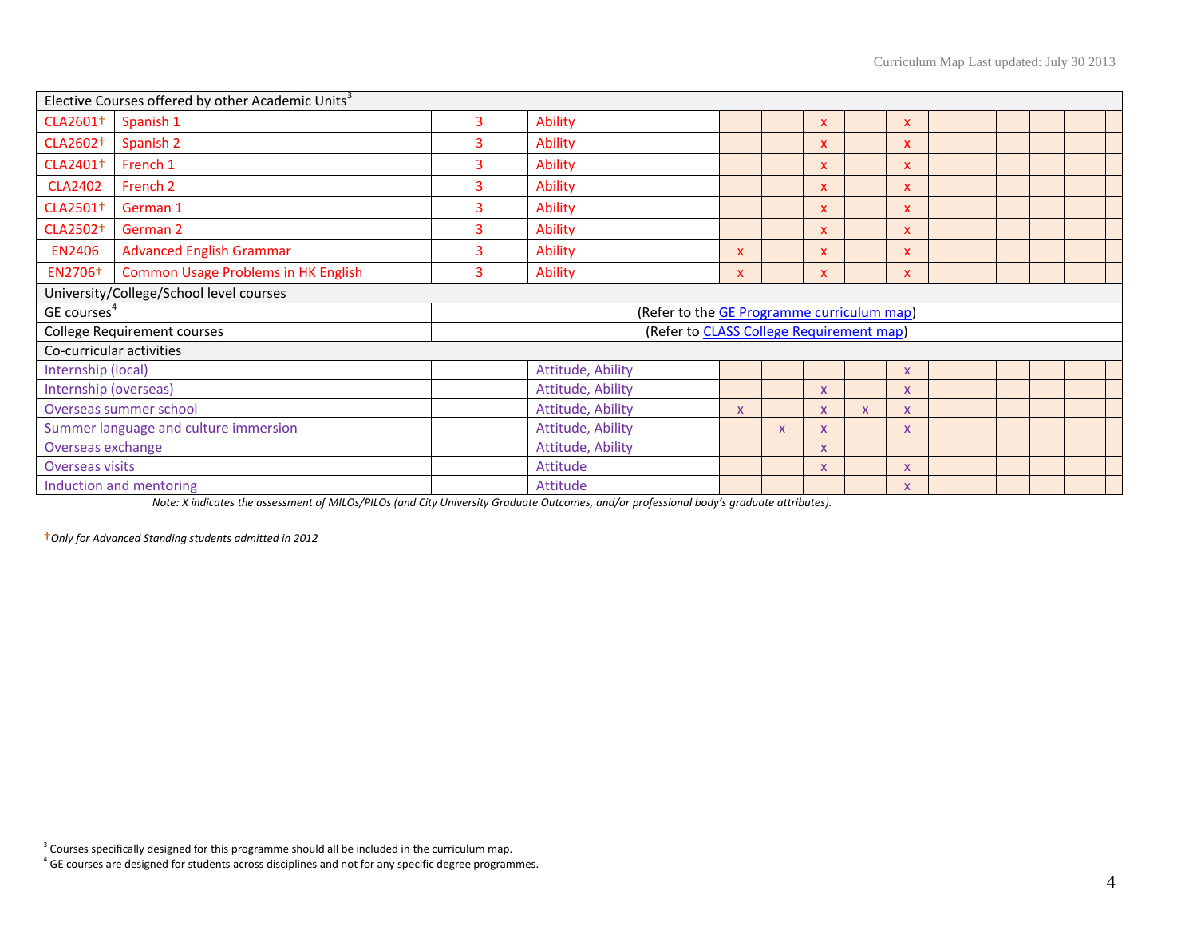| | | | | | | | | | | | | | | |
|---|---|---|---|---|---|---|---|---|---|---|---|---|---|---|
| Elective Courses offered by other Academic Units[3] | | | | | | | | | | | | | | |
| CLA2601† | Spanish 1 | 3 | Ability | | | x | | x | | | | | | |
| CLA2602† | Spanish 2 | 3 | Ability | | | x | | x | | | | | | |
| CLA2401† | French 1 | 3 | Ability | | | x | | x | | | | | | |
| CLA2402 | French 2 | 3 | Ability | | | x | | x | | | | | | |
| CLA2501† | German 1 | 3 | Ability | | | x | | x | | | | | | |
| CLA2502† | German 2 | 3 | Ability | | | x | | x | | | | | | |
| EN2406 | Advanced English Grammar | 3 | Ability | x | | x | | x | | | | | | |
| EN2706† | Common Usage Problems in HK English | 3 | Ability | x | | x | | x | | | | | | |
| University/College/School level courses | | | | | | | | | | | | | | |
| GE courses[4] | | (Refer to the GE Programme curriculum map) | | | | | | | | | | | | |
| College Requirement courses | | (Refer to CLASS College Requirement map) | | | | | | | | | | | | |
| Co-curricular activities | | | | | | | | | | | | | | |
| Internship (local) | | | Attitude, Ability | | | | | x | | | | | | |
| Internship (overseas) | | | Attitude, Ability | | | x | | x | | | | | | |
| Overseas summer school | | | Attitude, Ability | x | | x | x | x | | | | | | |
| Summer language and culture immersion | | | Attitude, Ability | | x | x | | x | | | | | | |
| Overseas exchange | | | Attitude, Ability | | | x | | | | | | | | |
| Overseas visits | | | Attitude | | | x | | x | | | | | | |
| Induction and mentoring | | | Attitude | | | | | x | | | | | | |

*Note: X indicates the assessment of MILOs/PILOs (and City University Graduate Outcomes, and/or professional body's graduate attributes).*

†*Only for Advanced Standing students admitted in 2012*

[3] Courses specifically designed for this programme should all be included in the curriculum map.
[4] GE courses are designed for students across disciplines and not for any specific degree programmes.